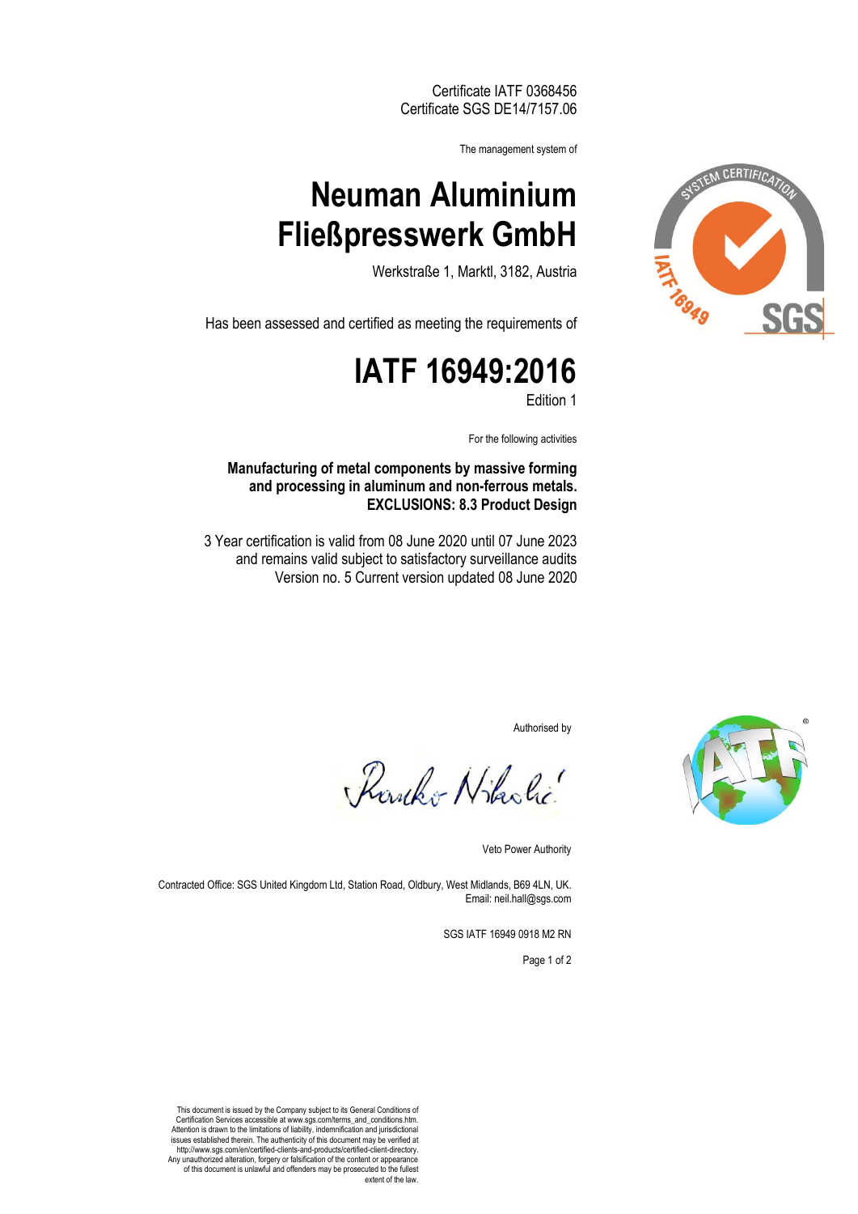Certificate IATF 0368456
Certificate SGS DE14/7157.06

The management system of

# Neuman Aluminium Fließpresswerk GmbH

Werkstraße 1, Marktl, 3182, Austria

Has been assessed and certified as meeting the requirements of

# IATF 16949:2016

Edition 1

For the following activities

**Manufacturing of metal components by massive forming and processing in aluminum and non-ferrous metals.**
**EXCLUSIONS: 8.3 Product Design**

3 Year certification is valid from 08 June 2020 until 07 June 2023
and remains valid subject to satisfactory surveillance audits
Version no. 5 Current version updated 08 June 2020

Authorised by

Veto Power Authority

Contracted Office: SGS United Kingdom Ltd, Station Road, Oldbury, West Midlands, B69 4LN, UK.
Email: neil.hall@sgs.com

SGS IATF 16949 0918 M2 RN

This document is issued by the Company subject to its General Conditions of Certification Services accessible at www.sgs.com/terms_and_conditions.htm. Attention is drawn to the limitations of liability, indemnification and jurisdictional issues established therein. The authenticity of this document may be verified at http://www.sgs.com/en/certified-clients-and-products/certified-client-directory. Any unauthorized alteration, forgery or falsification of the content or appearance of this document is unlawful and offenders may be prosecuted to the fullest extent of the law.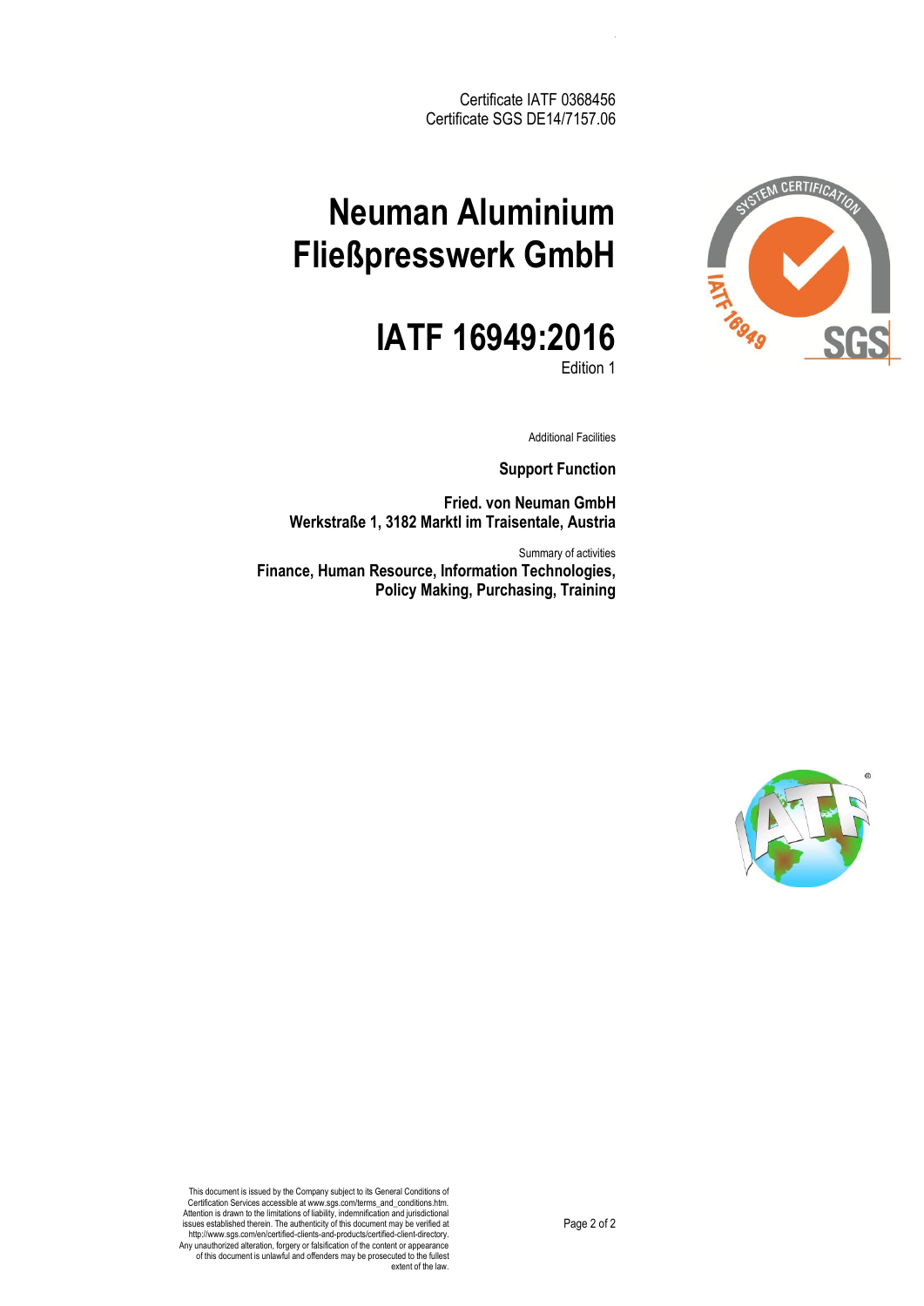Certificate IATF 0368456
Certificate SGS DE14/7157.06

# Neuman Aluminium Fließpresswerk GmbH

# IATF 16949:2016

Edition 1

Additional Facilities

**Support Function**

**Fried. von Neuman GmbH**
**Werkstraße 1, 3182 Marktl im Traisentale, Austria**

Summary of activities

**Finance, Human Resource, Information Technologies, Policy Making, Purchasing, Training**

This document is issued by the Company subject to its General Conditions of Certification Services accessible at www.sgs.com/terms_and_conditions.htm. Attention is drawn to the limitations of liability, indemnification and jurisdictional issues established therein. The authenticity of this document may be verified at http://www.sgs.com/en/certified-clients-and-products/certified-client-directory. Any unauthorized alteration, forgery or falsification of the content or appearance of this document is unlawful and offenders may be prosecuted to the fullest extent of the law.